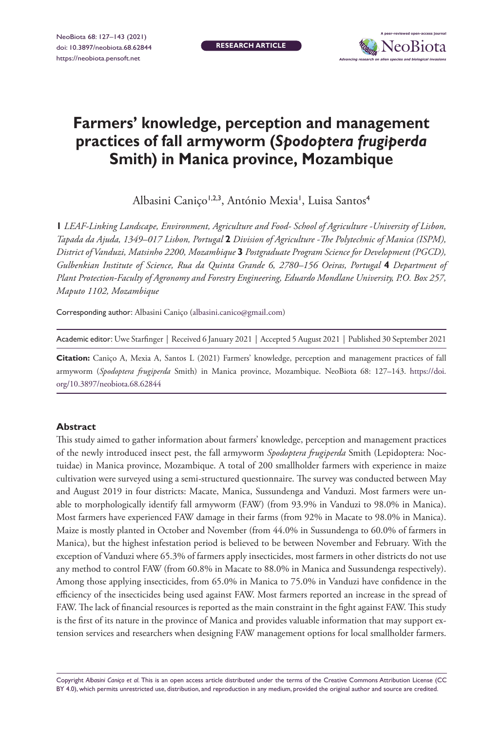RESEARCH ARTICLE

# Farmers' knowledge, perception and management practices of fall armyworm (*Spodoptera frugiperda* Smith) in Manica province, Mozambique

Albasini Caniço[1,2,3], António Mexia[1], Luisa Santos[4]

**1** *LEAF-Linking Landscape, Environment, Agriculture and Food- School of Agriculture -University of Lisbon, Tapada da Ajuda, 1349–017 Lisbon, Portugal* **2** *Division of Agriculture -The Polytechnic of Manica (ISPM), District of Vanduzi, Matsinho 2200, Mozambique* **3** *Postgraduate Program Science for Development (PGCD), Gulbenkian Institute of Science, Rua da Quinta Grande 6, 2780–156 Oeiras, Portugal* **4** *Department of Plant Protection-Faculty of Agronomy and Forestry Engineering, Eduardo Mondlane University, P.O. Box 257, Maputo 1102, Mozambique*

Corresponding author: Albasini Caniço (albasini.canico@gmail.com)

Academic editor: Uwe Starfinger | Received 6 January 2021 | Accepted 5 August 2021 | Published 30 September 2021

**Citation:** Caniço A, Mexia A, Santos L (2021) Farmers' knowledge, perception and management practices of fall armyworm (*Spodoptera frugiperda* Smith) in Manica province, Mozambique. NeoBiota 68: 127–143. https://doi.org/10.3897/neobiota.68.62844

## Abstract

This study aimed to gather information about farmers' knowledge, perception and management practices of the newly introduced insect pest, the fall armyworm *Spodoptera frugiperda* Smith (Lepidoptera: Noctuidae) in Manica province, Mozambique. A total of 200 smallholder farmers with experience in maize cultivation were surveyed using a semi-structured questionnaire. The survey was conducted between May and August 2019 in four districts: Macate, Manica, Sussundenga and Vanduzi. Most farmers were unable to morphologically identify fall armyworm (FAW) (from 93.9% in Vanduzi to 98.0% in Manica). Most farmers have experienced FAW damage in their farms (from 92% in Macate to 98.0% in Manica). Maize is mostly planted in October and November (from 44.0% in Sussundenga to 60.0% of farmers in Manica), but the highest infestation period is believed to be between November and February. With the exception of Vanduzi where 65.3% of farmers apply insecticides, most farmers in other districts do not use any method to control FAW (from 60.8% in Macate to 88.0% in Manica and Sussundenga respectively). Among those applying insecticides, from 65.0% in Manica to 75.0% in Vanduzi have confidence in the efficiency of the insecticides being used against FAW. Most farmers reported an increase in the spread of FAW. The lack of financial resources is reported as the main constraint in the fight against FAW. This study is the first of its nature in the province of Manica and provides valuable information that may support extension services and researchers when designing FAW management options for local smallholder farmers.

Copyright *Albasini Caniço et al.* This is an open access article distributed under the terms of the Creative Commons Attribution License (CC BY 4.0), which permits unrestricted use, distribution, and reproduction in any medium, provided the original author and source are credited.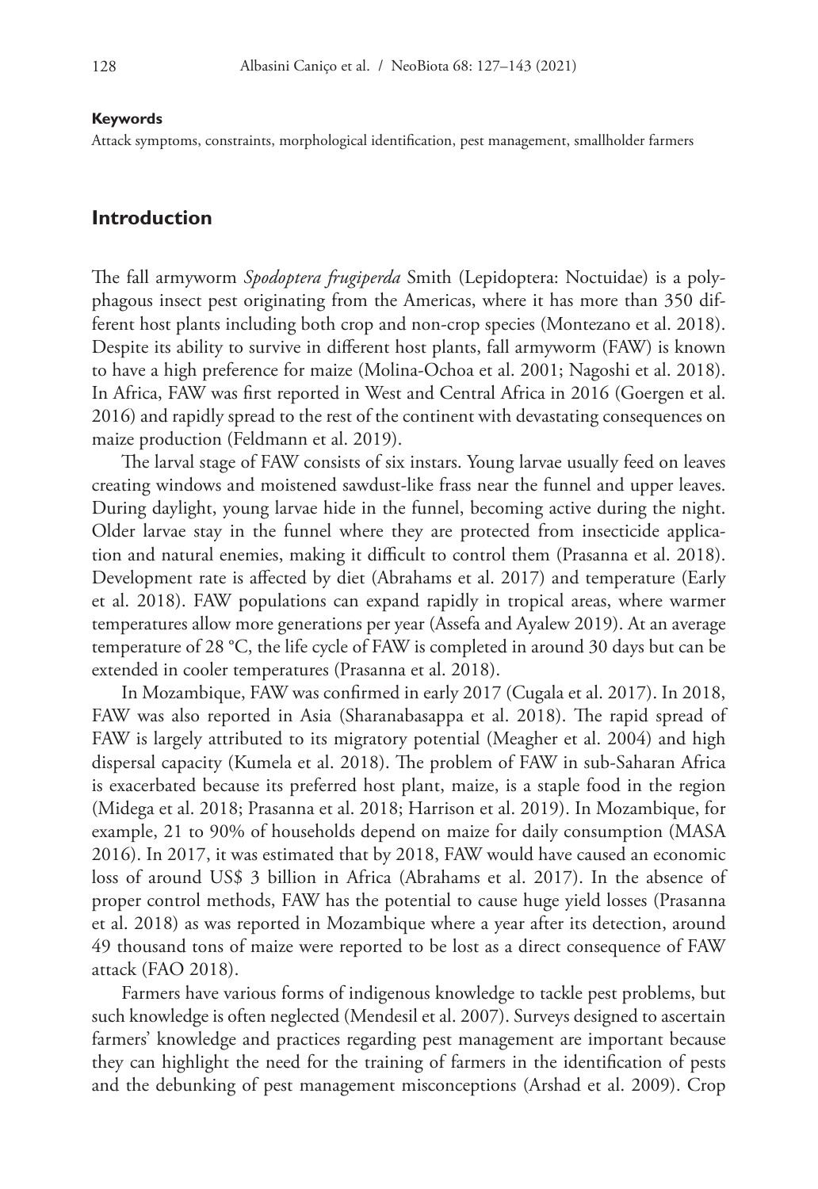**Keywords**

Attack symptoms, constraints, morphological identification, pest management, smallholder farmers

## Introduction

The fall armyworm *Spodoptera frugiperda* Smith (Lepidoptera: Noctuidae) is a polyphagous insect pest originating from the Americas, where it has more than 350 different host plants including both crop and non-crop species (Montezano et al. 2018). Despite its ability to survive in different host plants, fall armyworm (FAW) is known to have a high preference for maize (Molina-Ochoa et al. 2001; Nagoshi et al. 2018). In Africa, FAW was first reported in West and Central Africa in 2016 (Goergen et al. 2016) and rapidly spread to the rest of the continent with devastating consequences on maize production (Feldmann et al. 2019).

The larval stage of FAW consists of six instars. Young larvae usually feed on leaves creating windows and moistened sawdust-like frass near the funnel and upper leaves. During daylight, young larvae hide in the funnel, becoming active during the night. Older larvae stay in the funnel where they are protected from insecticide application and natural enemies, making it difficult to control them (Prasanna et al. 2018). Development rate is affected by diet (Abrahams et al. 2017) and temperature (Early et al. 2018). FAW populations can expand rapidly in tropical areas, where warmer temperatures allow more generations per year (Assefa and Ayalew 2019). At an average temperature of 28 °C, the life cycle of FAW is completed in around 30 days but can be extended in cooler temperatures (Prasanna et al. 2018).

In Mozambique, FAW was confirmed in early 2017 (Cugala et al. 2017). In 2018, FAW was also reported in Asia (Sharanabasappa et al. 2018). The rapid spread of FAW is largely attributed to its migratory potential (Meagher et al. 2004) and high dispersal capacity (Kumela et al. 2018). The problem of FAW in sub-Saharan Africa is exacerbated because its preferred host plant, maize, is a staple food in the region (Midega et al. 2018; Prasanna et al. 2018; Harrison et al. 2019). In Mozambique, for example, 21 to 90% of households depend on maize for daily consumption (MASA 2016). In 2017, it was estimated that by 2018, FAW would have caused an economic loss of around US$ 3 billion in Africa (Abrahams et al. 2017). In the absence of proper control methods, FAW has the potential to cause huge yield losses (Prasanna et al. 2018) as was reported in Mozambique where a year after its detection, around 49 thousand tons of maize were reported to be lost as a direct consequence of FAW attack (FAO 2018).

Farmers have various forms of indigenous knowledge to tackle pest problems, but such knowledge is often neglected (Mendesil et al. 2007). Surveys designed to ascertain farmers' knowledge and practices regarding pest management are important because they can highlight the need for the training of farmers in the identification of pests and the debunking of pest management misconceptions (Arshad et al. 2009). Crop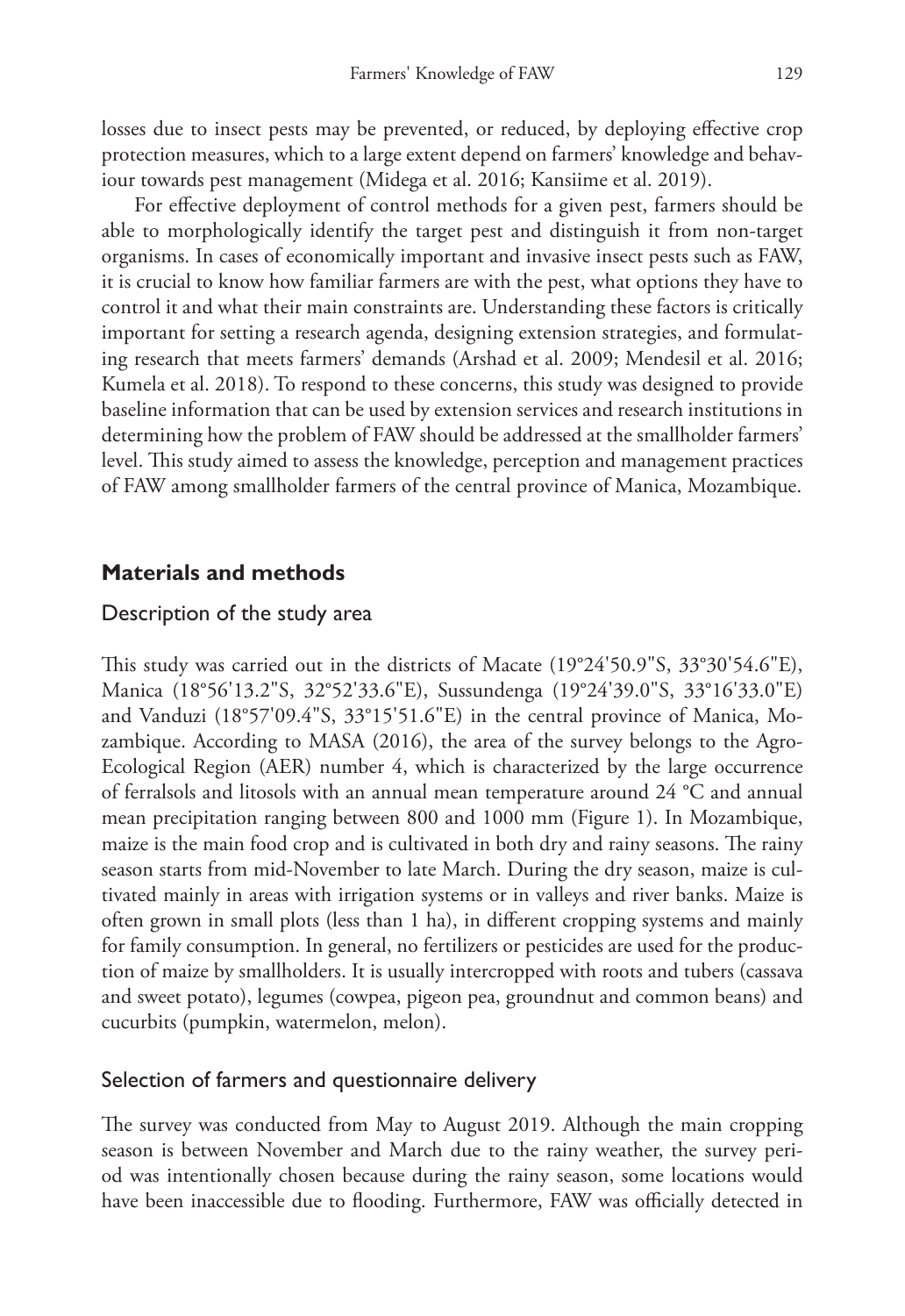losses due to insect pests may be prevented, or reduced, by deploying effective crop protection measures, which to a large extent depend on farmers' knowledge and behaviour towards pest management (Midega et al. 2016; Kansiime et al. 2019).

For effective deployment of control methods for a given pest, farmers should be able to morphologically identify the target pest and distinguish it from non-target organisms. In cases of economically important and invasive insect pests such as FAW, it is crucial to know how familiar farmers are with the pest, what options they have to control it and what their main constraints are. Understanding these factors is critically important for setting a research agenda, designing extension strategies, and formulating research that meets farmers' demands (Arshad et al. 2009; Mendesil et al. 2016; Kumela et al. 2018). To respond to these concerns, this study was designed to provide baseline information that can be used by extension services and research institutions in determining how the problem of FAW should be addressed at the smallholder farmers' level. This study aimed to assess the knowledge, perception and management practices of FAW among smallholder farmers of the central province of Manica, Mozambique.

## Materials and methods

### Description of the study area

This study was carried out in the districts of Macate (19°24'50.9"S, 33°30'54.6"E), Manica (18°56'13.2"S, 32°52'33.6"E), Sussundenga (19°24'39.0"S, 33°16'33.0"E) and Vanduzi (18°57'09.4"S, 33°15'51.6"E) in the central province of Manica, Mozambique. According to MASA (2016), the area of the survey belongs to the Agro-Ecological Region (AER) number 4, which is characterized by the large occurrence of ferralsols and litosols with an annual mean temperature around 24 °C and annual mean precipitation ranging between 800 and 1000 mm (Figure 1). In Mozambique, maize is the main food crop and is cultivated in both dry and rainy seasons. The rainy season starts from mid-November to late March. During the dry season, maize is cultivated mainly in areas with irrigation systems or in valleys and river banks. Maize is often grown in small plots (less than 1 ha), in different cropping systems and mainly for family consumption. In general, no fertilizers or pesticides are used for the production of maize by smallholders. It is usually intercropped with roots and tubers (cassava and sweet potato), legumes (cowpea, pigeon pea, groundnut and common beans) and cucurbits (pumpkin, watermelon, melon).

### Selection of farmers and questionnaire delivery

The survey was conducted from May to August 2019. Although the main cropping season is between November and March due to the rainy weather, the survey period was intentionally chosen because during the rainy season, some locations would have been inaccessible due to flooding. Furthermore, FAW was officially detected in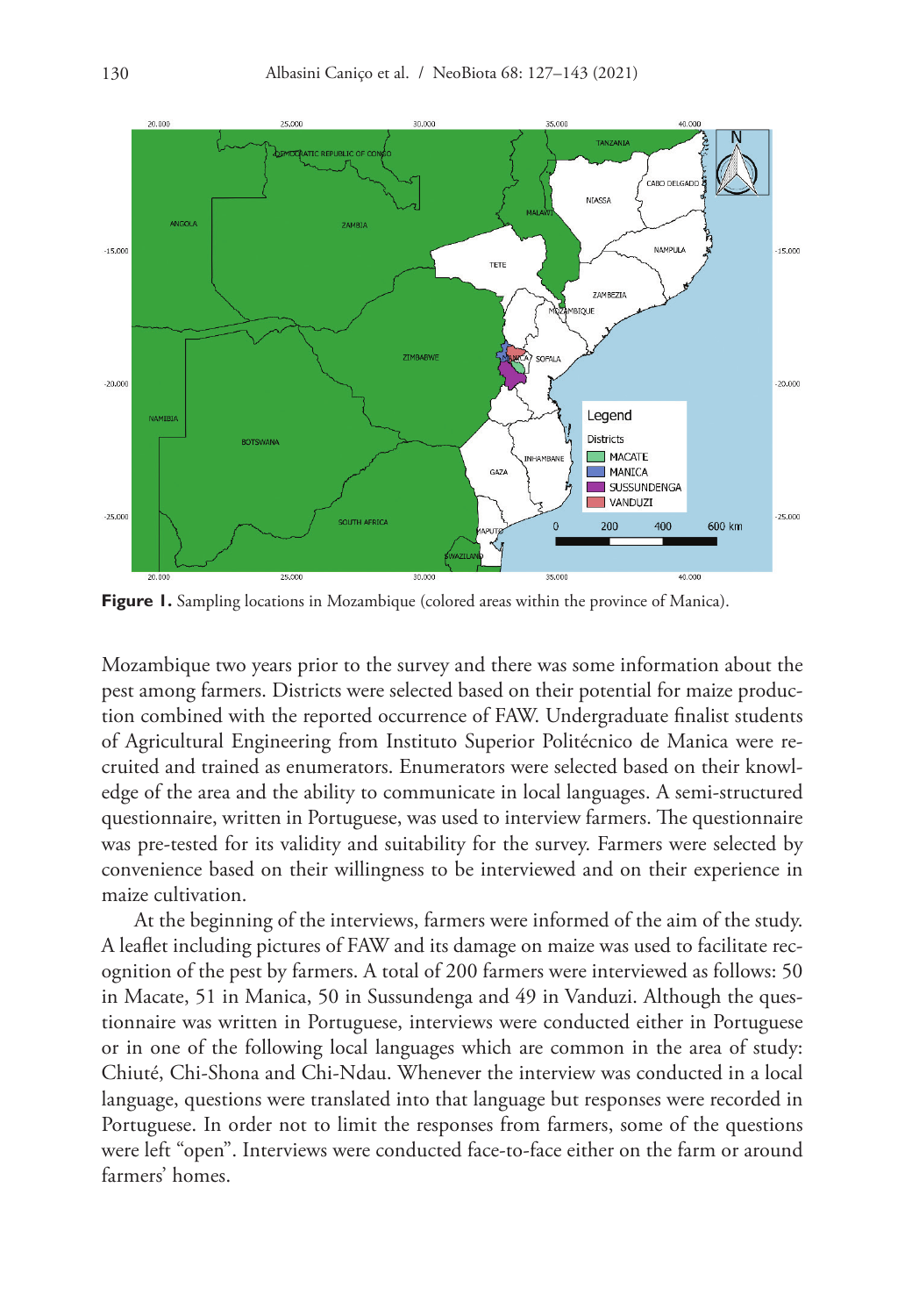20.000 25.000 30.000 35.000 40.000

-15.000 -20.000 -25.000

DEMOCRATIC REPUBLIC OF CONGO
TANZANIA
CABO DELGADO
NIASSA
ANGOLA
ZAMBIA
MALAWI
NAMPULA
TETE
ZAMBEZIA
MOZAMBIQUE
ZIMBABWE
MANICA
SOFALA
NAMIBIA
BOTSWANA
INHAMBANE
GAZA
SOUTH AFRICA
MAPUTO
SWAZILAND

Legend
Districts
MACATE
MANICA
SUSSUNDENGA
VANDUZI

0 200 400 600 km

N

**Figure 1.** Sampling locations in Mozambique (colored areas within the province of Manica).

Mozambique two years prior to the survey and there was some information about the pest among farmers. Districts were selected based on their potential for maize production combined with the reported occurrence of FAW. Undergraduate finalist students of Agricultural Engineering from Instituto Superior Politécnico de Manica were recruited and trained as enumerators. Enumerators were selected based on their knowledge of the area and the ability to communicate in local languages. A semi-structured questionnaire, written in Portuguese, was used to interview farmers. The questionnaire was pre-tested for its validity and suitability for the survey. Farmers were selected by convenience based on their willingness to be interviewed and on their experience in maize cultivation.

At the beginning of the interviews, farmers were informed of the aim of the study. A leaflet including pictures of FAW and its damage on maize was used to facilitate recognition of the pest by farmers. A total of 200 farmers were interviewed as follows: 50 in Macate, 51 in Manica, 50 in Sussundenga and 49 in Vanduzi. Although the questionnaire was written in Portuguese, interviews were conducted either in Portuguese or in one of the following local languages which are common in the area of study: Chiuté, Chi-Shona and Chi-Ndau. Whenever the interview was conducted in a local language, questions were translated into that language but responses were recorded in Portuguese. In order not to limit the responses from farmers, some of the questions were left "open". Interviews were conducted face-to-face either on the farm or around farmers' homes.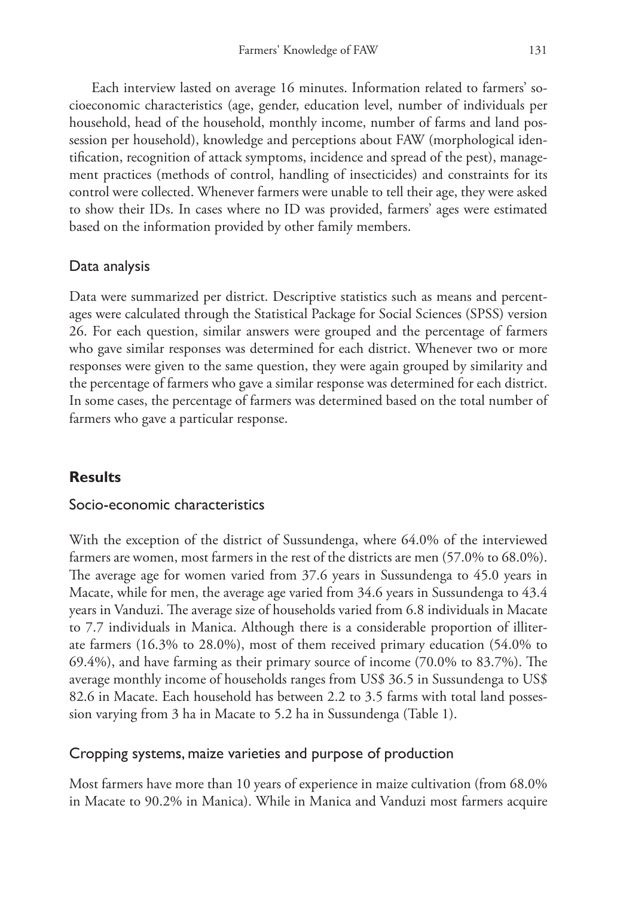Each interview lasted on average 16 minutes. Information related to farmers' socioeconomic characteristics (age, gender, education level, number of individuals per household, head of the household, monthly income, number of farms and land possession per household), knowledge and perceptions about FAW (morphological identification, recognition of attack symptoms, incidence and spread of the pest), management practices (methods of control, handling of insecticides) and constraints for its control were collected. Whenever farmers were unable to tell their age, they were asked to show their IDs. In cases where no ID was provided, farmers' ages were estimated based on the information provided by other family members.

### Data analysis

Data were summarized per district. Descriptive statistics such as means and percentages were calculated through the Statistical Package for Social Sciences (SPSS) version 26. For each question, similar answers were grouped and the percentage of farmers who gave similar responses was determined for each district. Whenever two or more responses were given to the same question, they were again grouped by similarity and the percentage of farmers who gave a similar response was determined for each district. In some cases, the percentage of farmers was determined based on the total number of farmers who gave a particular response.

## Results

### Socio-economic characteristics

With the exception of the district of Sussundenga, where 64.0% of the interviewed farmers are women, most farmers in the rest of the districts are men (57.0% to 68.0%). The average age for women varied from 37.6 years in Sussundenga to 45.0 years in Macate, while for men, the average age varied from 34.6 years in Sussundenga to 43.4 years in Vanduzi. The average size of households varied from 6.8 individuals in Macate to 7.7 individuals in Manica. Although there is a considerable proportion of illiterate farmers (16.3% to 28.0%), most of them received primary education (54.0% to 69.4%), and have farming as their primary source of income (70.0% to 83.7%). The average monthly income of households ranges from US$ 36.5 in Sussundenga to US$ 82.6 in Macate. Each household has between 2.2 to 3.5 farms with total land possession varying from 3 ha in Macate to 5.2 ha in Sussundenga (Table 1).

### Cropping systems, maize varieties and purpose of production

Most farmers have more than 10 years of experience in maize cultivation (from 68.0% in Macate to 90.2% in Manica). While in Manica and Vanduzi most farmers acquire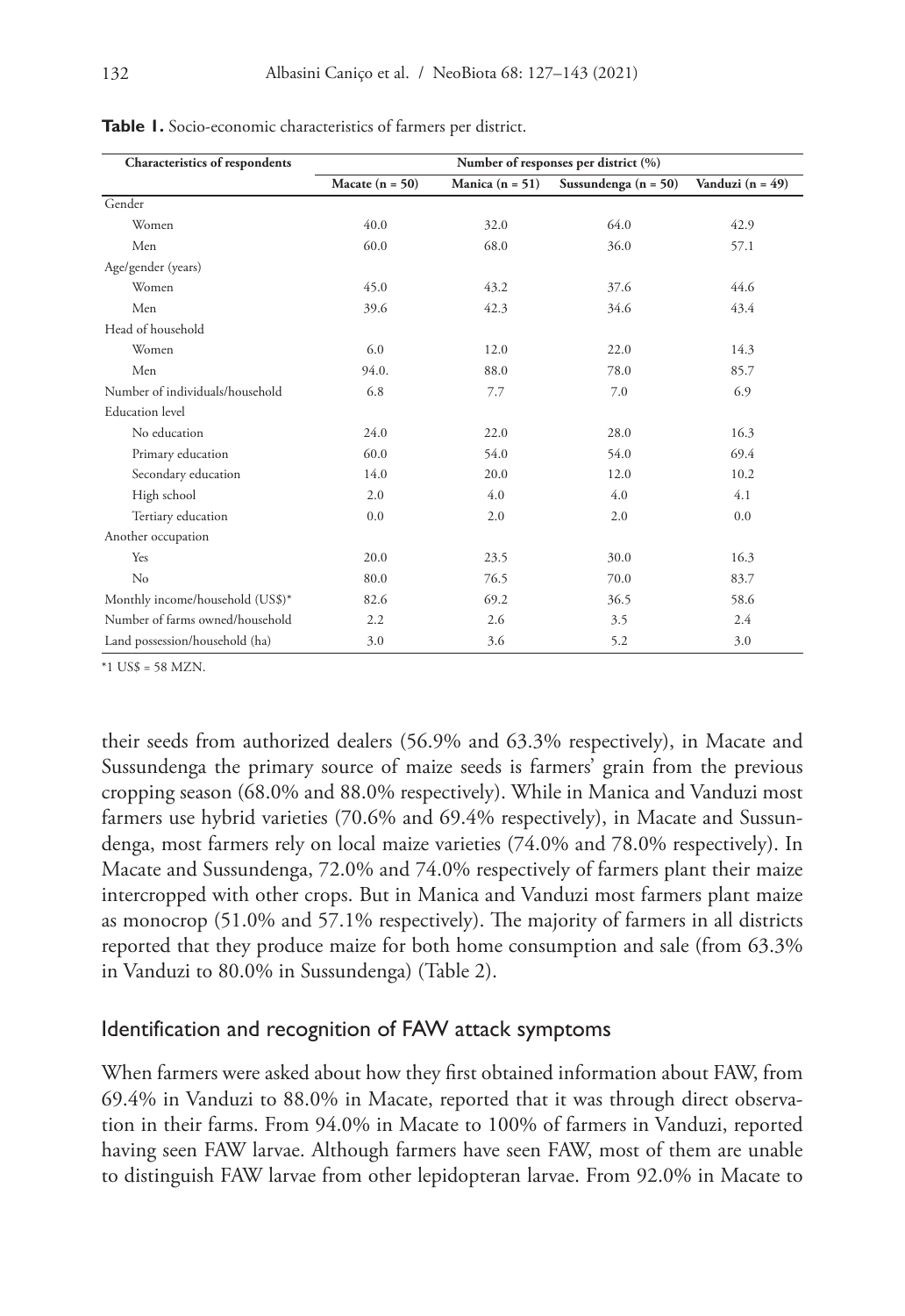**Table 1.** Socio-economic characteristics of farmers per district.

| Characteristics of respondents | Number of responses per district (%) | | | |
|---|---|---|---|---|
| | Macate (n = 50) | Manica (n = 51) | Sussundenga (n = 50) | Vanduzi (n = 49) |
| Gender | | | | |
| Women | 40.0 | 32.0 | 64.0 | 42.9 |
| Men | 60.0 | 68.0 | 36.0 | 57.1 |
| Age/gender (years) | | | | |
| Women | 45.0 | 43.2 | 37.6 | 44.6 |
| Men | 39.6 | 42.3 | 34.6 | 43.4 |
| Head of household | | | | |
| Women | 6.0 | 12.0 | 22.0 | 14.3 |
| Men | 94.0. | 88.0 | 78.0 | 85.7 |
| Number of individuals/household | 6.8 | 7.7 | 7.0 | 6.9 |
| Education level | | | | |
| No education | 24.0 | 22.0 | 28.0 | 16.3 |
| Primary education | 60.0 | 54.0 | 54.0 | 69.4 |
| Secondary education | 14.0 | 20.0 | 12.0 | 10.2 |
| High school | 2.0 | 4.0 | 4.0 | 4.1 |
| Tertiary education | 0.0 | 2.0 | 2.0 | 0.0 |
| Another occupation | | | | |
| Yes | 20.0 | 23.5 | 30.0 | 16.3 |
| No | 80.0 | 76.5 | 70.0 | 83.7 |
| Monthly income/household (US$)* | 82.6 | 69.2 | 36.5 | 58.6 |
| Number of farms owned/household | 2.2 | 2.6 | 3.5 | 2.4 |
| Land possession/household (ha) | 3.0 | 3.6 | 5.2 | 3.0 |

*1 US$ = 58 MZN.

their seeds from authorized dealers (56.9% and 63.3% respectively), in Macate and Sussundenga the primary source of maize seeds is farmers' grain from the previous cropping season (68.0% and 88.0% respectively). While in Manica and Vanduzi most farmers use hybrid varieties (70.6% and 69.4% respectively), in Macate and Sussundenga, most farmers rely on local maize varieties (74.0% and 78.0% respectively). In Macate and Sussundenga, 72.0% and 74.0% respectively of farmers plant their maize intercropped with other crops. But in Manica and Vanduzi most farmers plant maize as monocrop (51.0% and 57.1% respectively). The majority of farmers in all districts reported that they produce maize for both home consumption and sale (from 63.3% in Vanduzi to 80.0% in Sussundenga) (Table 2).

## Identification and recognition of FAW attack symptoms

When farmers were asked about how they first obtained information about FAW, from 69.4% in Vanduzi to 88.0% in Macate, reported that it was through direct observation in their farms. From 94.0% in Macate to 100% of farmers in Vanduzi, reported having seen FAW larvae. Although farmers have seen FAW, most of them are unable to distinguish FAW larvae from other lepidopteran larvae. From 92.0% in Macate to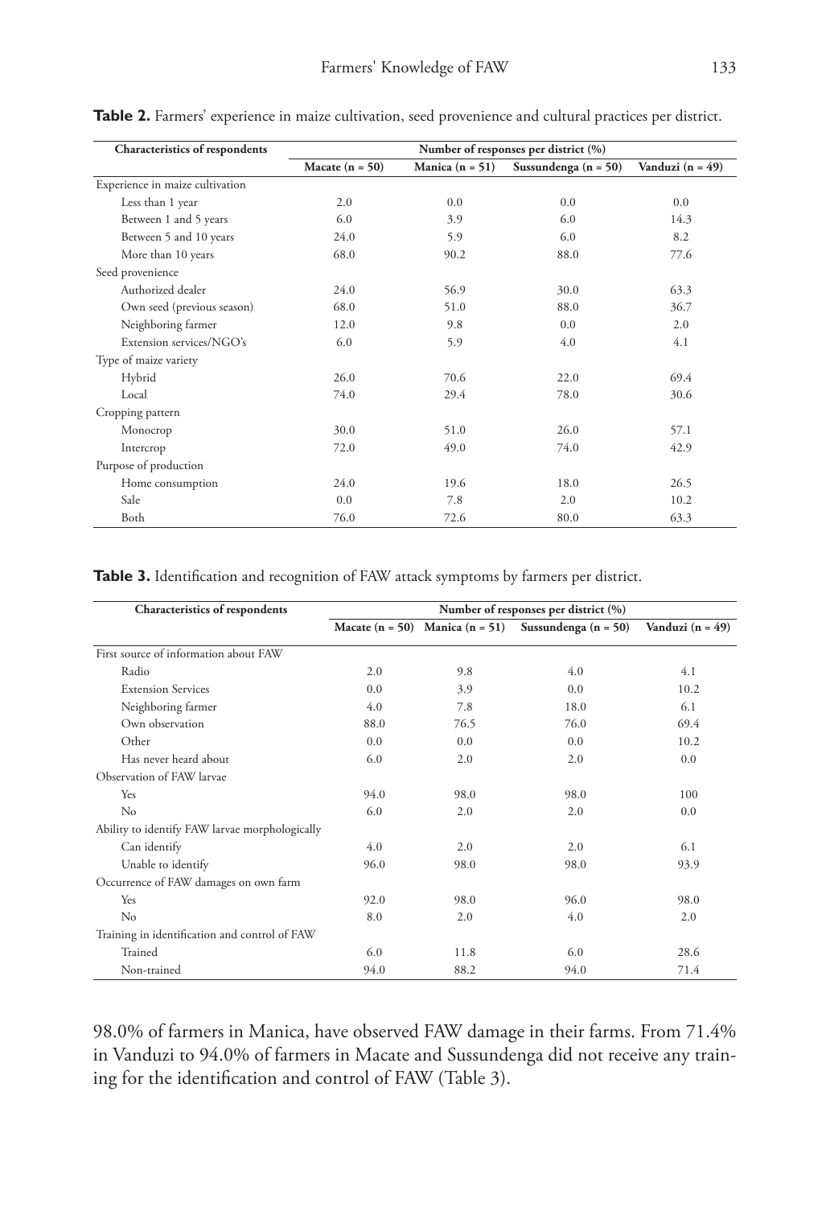**Table 2.** Farmers' experience in maize cultivation, seed provenience and cultural practices per district.

| Characteristics of respondents | Number of responses per district (%) | | | |
|---|---|---|---|---|
| | Macate (n = 50) | Manica (n = 51) | Sussundenga (n = 50) | Vanduzi (n = 49) |
| Experience in maize cultivation | | | | |
| Less than 1 year | 2.0 | 0.0 | 0.0 | 0.0 |
| Between 1 and 5 years | 6.0 | 3.9 | 6.0 | 14.3 |
| Between 5 and 10 years | 24.0 | 5.9 | 6.0 | 8.2 |
| More than 10 years | 68.0 | 90.2 | 88.0 | 77.6 |
| Seed provenience | | | | |
| Authorized dealer | 24.0 | 56.9 | 30.0 | 63.3 |
| Own seed (previous season) | 68.0 | 51.0 | 88.0 | 36.7 |
| Neighboring farmer | 12.0 | 9.8 | 0.0 | 2.0 |
| Extension services/NGO's | 6.0 | 5.9 | 4.0 | 4.1 |
| Type of maize variety | | | | |
| Hybrid | 26.0 | 70.6 | 22.0 | 69.4 |
| Local | 74.0 | 29.4 | 78.0 | 30.6 |
| Cropping pattern | | | | |
| Monocrop | 30.0 | 51.0 | 26.0 | 57.1 |
| Intercrop | 72.0 | 49.0 | 74.0 | 42.9 |
| Purpose of production | | | | |
| Home consumption | 24.0 | 19.6 | 18.0 | 26.5 |
| Sale | 0.0 | 7.8 | 2.0 | 10.2 |
| Both | 76.0 | 72.6 | 80.0 | 63.3 |

**Table 3.** Identification and recognition of FAW attack symptoms by farmers per district.

| Characteristics of respondents | Number of responses per district (%) | | | |
|---|---|---|---|---|
| | Macate (n = 50) | Manica (n = 51) | Sussundenga (n = 50) | Vanduzi (n = 49) |
| First source of information about FAW | | | | |
| Radio | 2.0 | 9.8 | 4.0 | 4.1 |
| Extension Services | 0.0 | 3.9 | 0.0 | 10.2 |
| Neighboring farmer | 4.0 | 7.8 | 18.0 | 6.1 |
| Own observation | 88.0 | 76.5 | 76.0 | 69.4 |
| Other | 0.0 | 0.0 | 0.0 | 10.2 |
| Has never heard about | 6.0 | 2.0 | 2.0 | 0.0 |
| Observation of FAW larvae | | | | |
| Yes | 94.0 | 98.0 | 98.0 | 100 |
| No | 6.0 | 2.0 | 2.0 | 0.0 |
| Ability to identify FAW larvae morphologically | | | | |
| Can identify | 4.0 | 2.0 | 2.0 | 6.1 |
| Unable to identify | 96.0 | 98.0 | 98.0 | 93.9 |
| Occurrence of FAW damages on own farm | | | | |
| Yes | 92.0 | 98.0 | 96.0 | 98.0 |
| No | 8.0 | 2.0 | 4.0 | 2.0 |
| Training in identification and control of FAW | | | | |
| Trained | 6.0 | 11.8 | 6.0 | 28.6 |
| Non-trained | 94.0 | 88.2 | 94.0 | 71.4 |

98.0% of farmers in Manica, have observed FAW damage in their farms. From 71.4% in Vanduzi to 94.0% of farmers in Macate and Sussundenga did not receive any training for the identification and control of FAW (Table 3).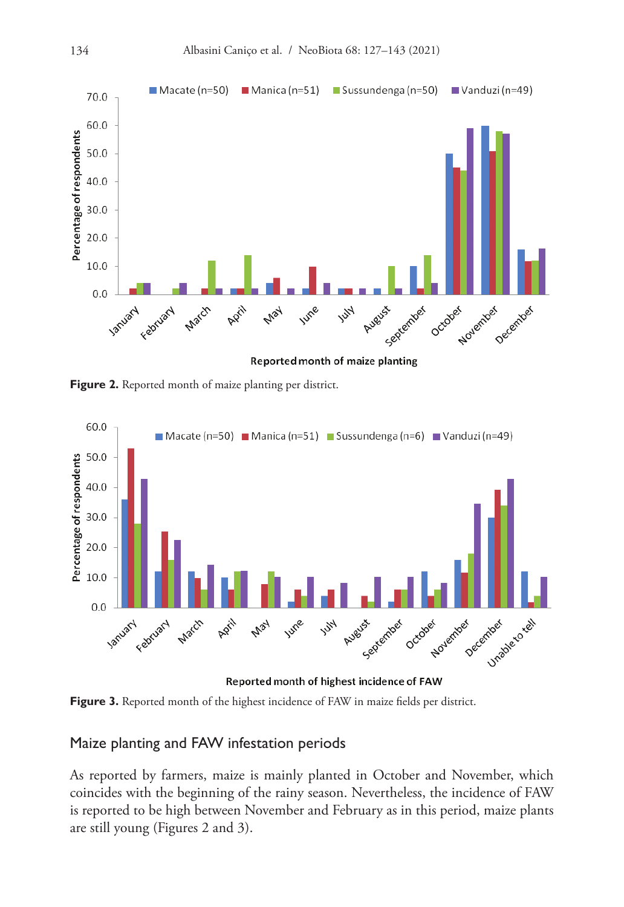Macate (n=50) Manica (n=51) Sussundenga (n=50) Vanduzi (n=49)

Percentage of respondents

70.0
60.0
50.0
40.0
30.0
20.0
10.0
0.0

January February March April May June July August September October November December

Reported month of maize planting

**Figure 2.** Reported month of maize planting per district.

Macate (n=50) Manica (n=51) Sussundenga (n=6) Vanduzi (n=49)

Percentage of respondents

60.0
50.0
40.0
30.0
20.0
10.0
0.0

January February March April May June July August September October November December Unable to tell

Reported month of highest incidence of FAW

**Figure 3.** Reported month of the highest incidence of FAW in maize fields per district.

## Maize planting and FAW infestation periods

As reported by farmers, maize is mainly planted in October and November, which coincides with the beginning of the rainy season. Nevertheless, the incidence of FAW is reported to be high between November and February as in this period, maize plants are still young (Figures 2 and 3).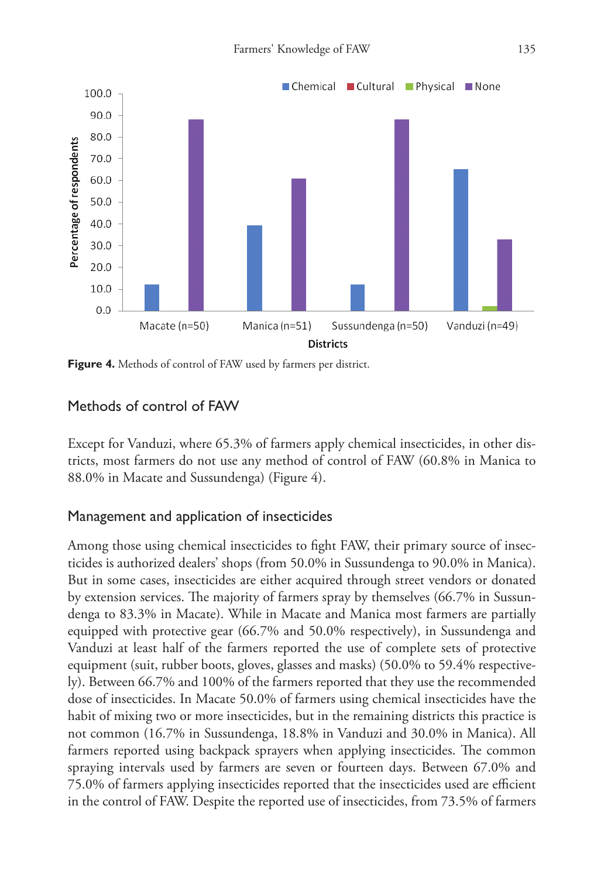Chemical Cultural Physical None

100.0
90.0
80.0
70.0
60.0
50.0
40.0
30.0
20.0
10.0
0.0

Percentage of respondents

Macate (n=50) Manica (n=51) Sussundenga (n=50) Vanduzi (n=49)

Districts

**Figure 4.** Methods of control of FAW used by farmers per district.

## Methods of control of FAW

Except for Vanduzi, where 65.3% of farmers apply chemical insecticides, in other districts, most farmers do not use any method of control of FAW (60.8% in Manica to 88.0% in Macate and Sussundenga) (Figure 4).

## Management and application of insecticides

Among those using chemical insecticides to fight FAW, their primary source of insecticides is authorized dealers' shops (from 50.0% in Sussundenga to 90.0% in Manica). But in some cases, insecticides are either acquired through street vendors or donated by extension services. The majority of farmers spray by themselves (66.7% in Sussundenga to 83.3% in Macate). While in Macate and Manica most farmers are partially equipped with protective gear (66.7% and 50.0% respectively), in Sussundenga and Vanduzi at least half of the farmers reported the use of complete sets of protective equipment (suit, rubber boots, gloves, glasses and masks) (50.0% to 59.4% respectively). Between 66.7% and 100% of the farmers reported that they use the recommended dose of insecticides. In Macate 50.0% of farmers using chemical insecticides have the habit of mixing two or more insecticides, but in the remaining districts this practice is not common (16.7% in Sussundenga, 18.8% in Vanduzi and 30.0% in Manica). All farmers reported using backpack sprayers when applying insecticides. The common spraying intervals used by farmers are seven or fourteen days. Between 67.0% and 75.0% of farmers applying insecticides reported that the insecticides used are efficient in the control of FAW. Despite the reported use of insecticides, from 73.5% of farmers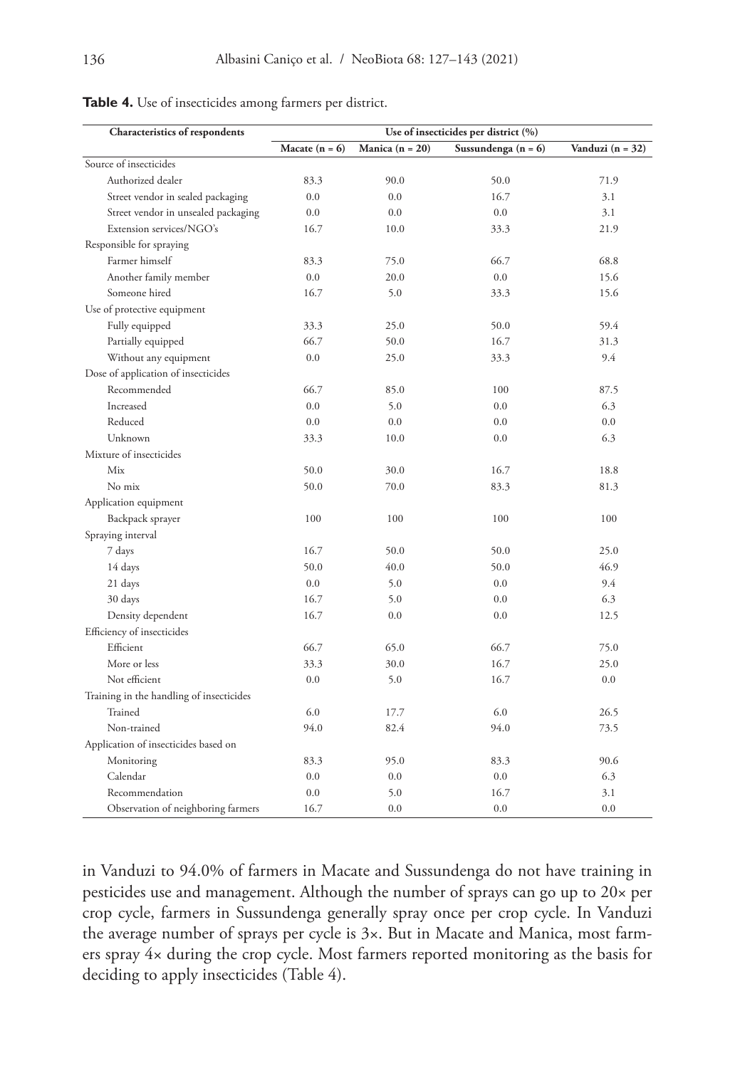**Table 4.** Use of insecticides among farmers per district.

| Characteristics of respondents | Use of insecticides per district (%) | | | |
|---|---|---|---|---|
| | Macate (n = 6) | Manica (n = 20) | Sussundenga (n = 6) | Vanduzi (n = 32) |
| Source of insecticides | | | | |
| Authorized dealer | 83.3 | 90.0 | 50.0 | 71.9 |
| Street vendor in sealed packaging | 0.0 | 0.0 | 16.7 | 3.1 |
| Street vendor in unsealed packaging | 0.0 | 0.0 | 0.0 | 3.1 |
| Extension services/NGO's | 16.7 | 10.0 | 33.3 | 21.9 |
| Responsible for spraying | | | | |
| Farmer himself | 83.3 | 75.0 | 66.7 | 68.8 |
| Another family member | 0.0 | 20.0 | 0.0 | 15.6 |
| Someone hired | 16.7 | 5.0 | 33.3 | 15.6 |
| Use of protective equipment | | | | |
| Fully equipped | 33.3 | 25.0 | 50.0 | 59.4 |
| Partially equipped | 66.7 | 50.0 | 16.7 | 31.3 |
| Without any equipment | 0.0 | 25.0 | 33.3 | 9.4 |
| Dose of application of insecticides | | | | |
| Recommended | 66.7 | 85.0 | 100 | 87.5 |
| Increased | 0.0 | 5.0 | 0.0 | 6.3 |
| Reduced | 0.0 | 0.0 | 0.0 | 0.0 |
| Unknown | 33.3 | 10.0 | 0.0 | 6.3 |
| Mixture of insecticides | | | | |
| Mix | 50.0 | 30.0 | 16.7 | 18.8 |
| No mix | 50.0 | 70.0 | 83.3 | 81.3 |
| Application equipment | | | | |
| Backpack sprayer | 100 | 100 | 100 | 100 |
| Spraying interval | | | | |
| 7 days | 16.7 | 50.0 | 50.0 | 25.0 |
| 14 days | 50.0 | 40.0 | 50.0 | 46.9 |
| 21 days | 0.0 | 5.0 | 0.0 | 9.4 |
| 30 days | 16.7 | 5.0 | 0.0 | 6.3 |
| Density dependent | 16.7 | 0.0 | 0.0 | 12.5 |
| Efficiency of insecticides | | | | |
| Efficient | 66.7 | 65.0 | 66.7 | 75.0 |
| More or less | 33.3 | 30.0 | 16.7 | 25.0 |
| Not efficient | 0.0 | 5.0 | 16.7 | 0.0 |
| Training in the handling of insecticides | | | | |
| Trained | 6.0 | 17.7 | 6.0 | 26.5 |
| Non-trained | 94.0 | 82.4 | 94.0 | 73.5 |
| Application of insecticides based on | | | | |
| Monitoring | 83.3 | 95.0 | 83.3 | 90.6 |
| Calendar | 0.0 | 0.0 | 0.0 | 6.3 |
| Recommendation | 0.0 | 5.0 | 16.7 | 3.1 |
| Observation of neighboring farmers | 16.7 | 0.0 | 0.0 | 0.0 |

in Vanduzi to 94.0% of farmers in Macate and Sussundenga do not have training in pesticides use and management. Although the number of sprays can go up to 20× per crop cycle, farmers in Sussundenga generally spray once per crop cycle. In Vanduzi the average number of sprays per cycle is 3×. But in Macate and Manica, most farmers spray 4× during the crop cycle. Most farmers reported monitoring as the basis for deciding to apply insecticides (Table 4).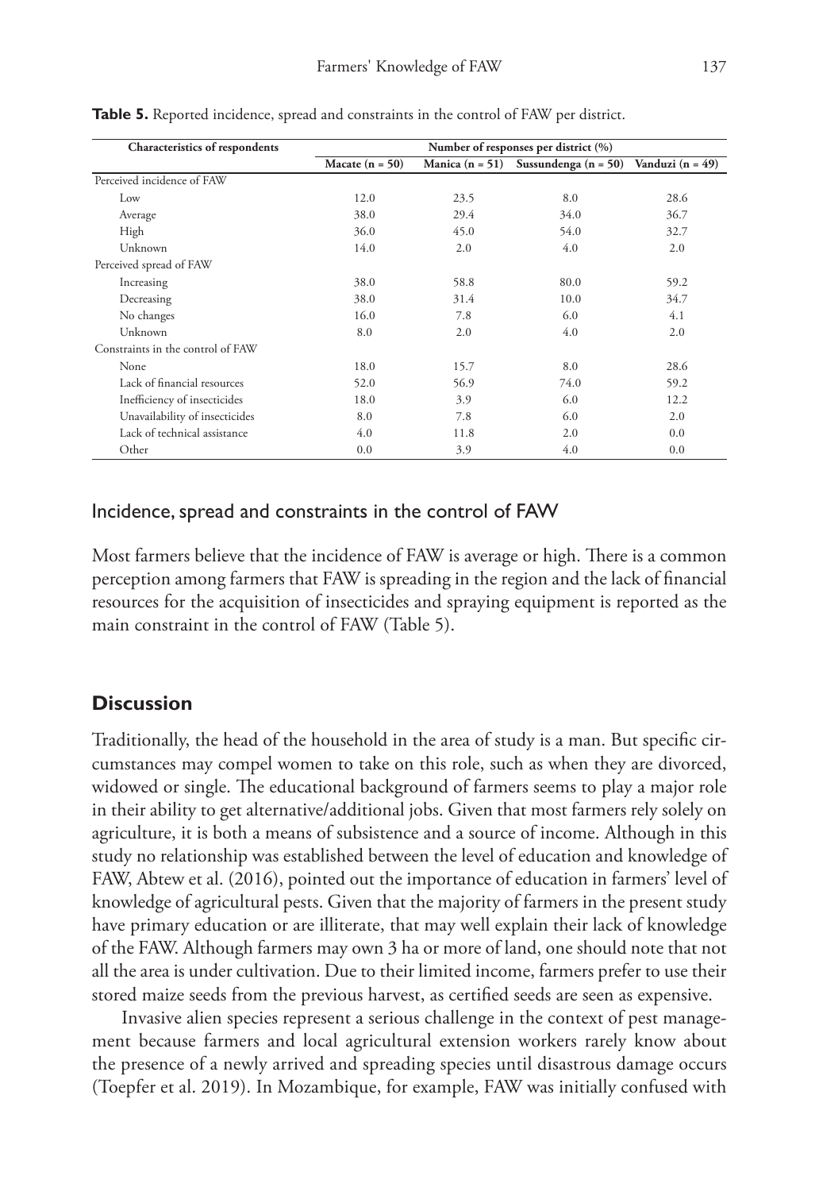**Table 5.** Reported incidence, spread and constraints in the control of FAW per district.

| Characteristics of respondents | Number of responses per district (%) | | | |
|---|---|---|---|---|
| | Macate (n = 50) | Manica (n = 51) | Sussundenga (n = 50) | Vanduzi (n = 49) |
| Perceived incidence of FAW | | | | |
| Low | 12.0 | 23.5 | 8.0 | 28.6 |
| Average | 38.0 | 29.4 | 34.0 | 36.7 |
| High | 36.0 | 45.0 | 54.0 | 32.7 |
| Unknown | 14.0 | 2.0 | 4.0 | 2.0 |
| Perceived spread of FAW | | | | |
| Increasing | 38.0 | 58.8 | 80.0 | 59.2 |
| Decreasing | 38.0 | 31.4 | 10.0 | 34.7 |
| No changes | 16.0 | 7.8 | 6.0 | 4.1 |
| Unknown | 8.0 | 2.0 | 4.0 | 2.0 |
| Constraints in the control of FAW | | | | |
| None | 18.0 | 15.7 | 8.0 | 28.6 |
| Lack of financial resources | 52.0 | 56.9 | 74.0 | 59.2 |
| Inefficiency of insecticides | 18.0 | 3.9 | 6.0 | 12.2 |
| Unavailability of insecticides | 8.0 | 7.8 | 6.0 | 2.0 |
| Lack of technical assistance | 4.0 | 11.8 | 2.0 | 0.0 |
| Other | 0.0 | 3.9 | 4.0 | 0.0 |

### Incidence, spread and constraints in the control of FAW

Most farmers believe that the incidence of FAW is average or high. There is a common perception among farmers that FAW is spreading in the region and the lack of financial resources for the acquisition of insecticides and spraying equipment is reported as the main constraint in the control of FAW (Table 5).

## Discussion

Traditionally, the head of the household in the area of study is a man. But specific circumstances may compel women to take on this role, such as when they are divorced, widowed or single. The educational background of farmers seems to play a major role in their ability to get alternative/additional jobs. Given that most farmers rely solely on agriculture, it is both a means of subsistence and a source of income. Although in this study no relationship was established between the level of education and knowledge of FAW, Abtew et al. (2016), pointed out the importance of education in farmers' level of knowledge of agricultural pests. Given that the majority of farmers in the present study have primary education or are illiterate, that may well explain their lack of knowledge of the FAW. Although farmers may own 3 ha or more of land, one should note that not all the area is under cultivation. Due to their limited income, farmers prefer to use their stored maize seeds from the previous harvest, as certified seeds are seen as expensive.

Invasive alien species represent a serious challenge in the context of pest management because farmers and local agricultural extension workers rarely know about the presence of a newly arrived and spreading species until disastrous damage occurs (Toepfer et al. 2019). In Mozambique, for example, FAW was initially confused with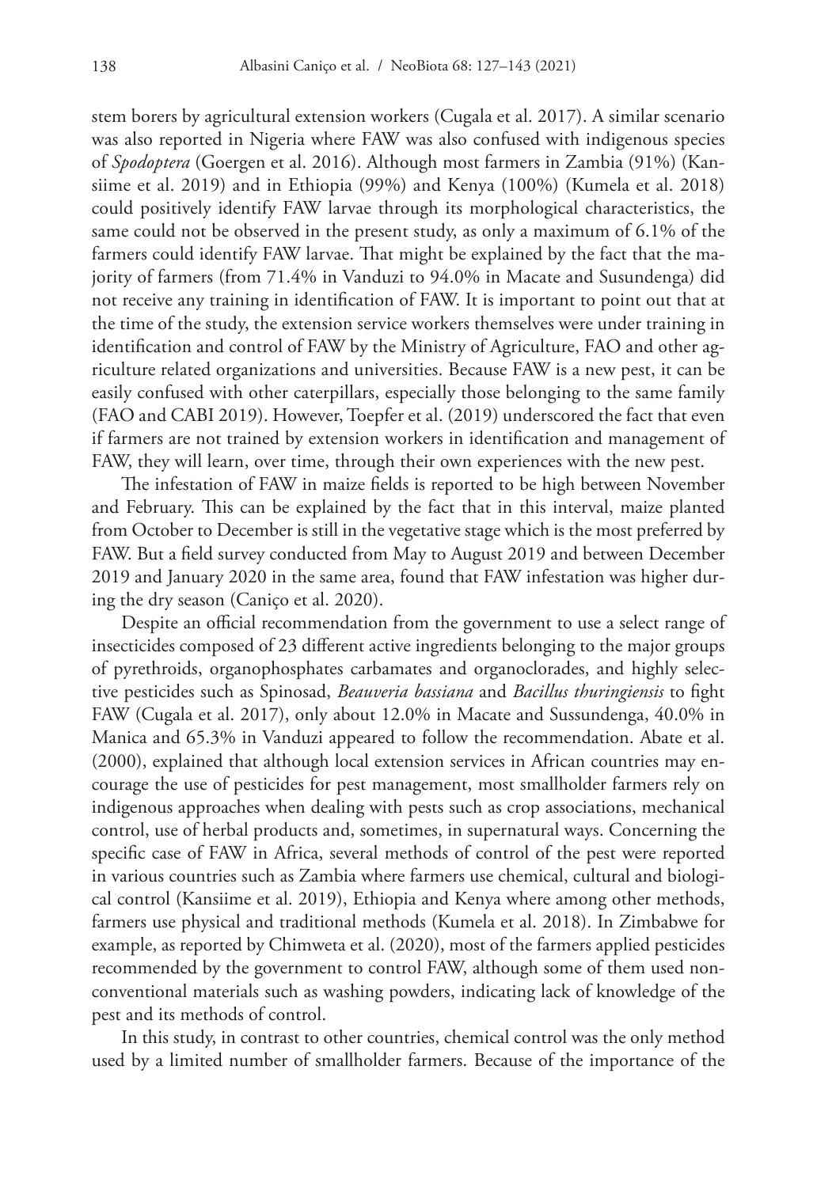stem borers by agricultural extension workers (Cugala et al. 2017). A similar scenario was also reported in Nigeria where FAW was also confused with indigenous species of *Spodoptera* (Goergen et al. 2016). Although most farmers in Zambia (91%) (Kansiime et al. 2019) and in Ethiopia (99%) and Kenya (100%) (Kumela et al. 2018) could positively identify FAW larvae through its morphological characteristics, the same could not be observed in the present study, as only a maximum of 6.1% of the farmers could identify FAW larvae. That might be explained by the fact that the majority of farmers (from 71.4% in Vanduzi to 94.0% in Macate and Susundenga) did not receive any training in identification of FAW. It is important to point out that at the time of the study, the extension service workers themselves were under training in identification and control of FAW by the Ministry of Agriculture, FAO and other agriculture related organizations and universities. Because FAW is a new pest, it can be easily confused with other caterpillars, especially those belonging to the same family (FAO and CABI 2019). However, Toepfer et al. (2019) underscored the fact that even if farmers are not trained by extension workers in identification and management of FAW, they will learn, over time, through their own experiences with the new pest.

The infestation of FAW in maize fields is reported to be high between November and February. This can be explained by the fact that in this interval, maize planted from October to December is still in the vegetative stage which is the most preferred by FAW. But a field survey conducted from May to August 2019 and between December 2019 and January 2020 in the same area, found that FAW infestation was higher during the dry season (Caniço et al. 2020).

Despite an official recommendation from the government to use a select range of insecticides composed of 23 different active ingredients belonging to the major groups of pyrethroids, organophosphates carbamates and organoclorades, and highly selective pesticides such as Spinosad, *Beauveria bassiana* and *Bacillus thuringiensis* to fight FAW (Cugala et al. 2017), only about 12.0% in Macate and Sussundenga, 40.0% in Manica and 65.3% in Vanduzi appeared to follow the recommendation. Abate et al. (2000), explained that although local extension services in African countries may encourage the use of pesticides for pest management, most smallholder farmers rely on indigenous approaches when dealing with pests such as crop associations, mechanical control, use of herbal products and, sometimes, in supernatural ways. Concerning the specific case of FAW in Africa, several methods of control of the pest were reported in various countries such as Zambia where farmers use chemical, cultural and biological control (Kansiime et al. 2019), Ethiopia and Kenya where among other methods, farmers use physical and traditional methods (Kumela et al. 2018). In Zimbabwe for example, as reported by Chimweta et al. (2020), most of the farmers applied pesticides recommended by the government to control FAW, although some of them used non-conventional materials such as washing powders, indicating lack of knowledge of the pest and its methods of control.

In this study, in contrast to other countries, chemical control was the only method used by a limited number of smallholder farmers. Because of the importance of the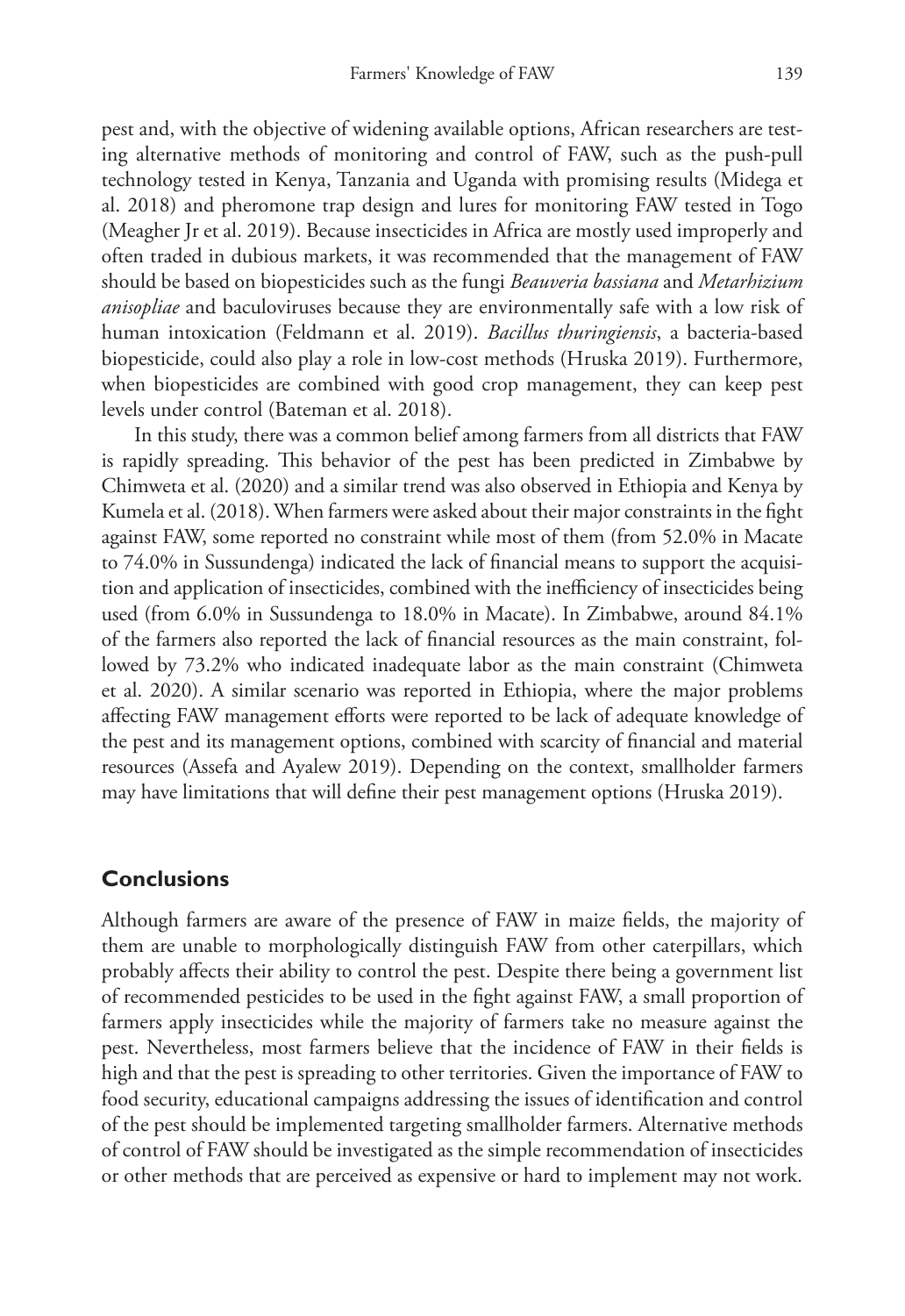pest and, with the objective of widening available options, African researchers are testing alternative methods of monitoring and control of FAW, such as the push-pull technology tested in Kenya, Tanzania and Uganda with promising results (Midega et al. 2018) and pheromone trap design and lures for monitoring FAW tested in Togo (Meagher Jr et al. 2019). Because insecticides in Africa are mostly used improperly and often traded in dubious markets, it was recommended that the management of FAW should be based on biopesticides such as the fungi *Beauveria bassiana* and *Metarhizium anisopliae* and baculoviruses because they are environmentally safe with a low risk of human intoxication (Feldmann et al. 2019). *Bacillus thuringiensis*, a bacteria-based biopesticide, could also play a role in low-cost methods (Hruska 2019). Furthermore, when biopesticides are combined with good crop management, they can keep pest levels under control (Bateman et al. 2018).

In this study, there was a common belief among farmers from all districts that FAW is rapidly spreading. This behavior of the pest has been predicted in Zimbabwe by Chimweta et al. (2020) and a similar trend was also observed in Ethiopia and Kenya by Kumela et al. (2018). When farmers were asked about their major constraints in the fight against FAW, some reported no constraint while most of them (from 52.0% in Macate to 74.0% in Sussundenga) indicated the lack of financial means to support the acquisition and application of insecticides, combined with the inefficiency of insecticides being used (from 6.0% in Sussundenga to 18.0% in Macate). In Zimbabwe, around 84.1% of the farmers also reported the lack of financial resources as the main constraint, followed by 73.2% who indicated inadequate labor as the main constraint (Chimweta et al. 2020). A similar scenario was reported in Ethiopia, where the major problems affecting FAW management efforts were reported to be lack of adequate knowledge of the pest and its management options, combined with scarcity of financial and material resources (Assefa and Ayalew 2019). Depending on the context, smallholder farmers may have limitations that will define their pest management options (Hruska 2019).

## Conclusions

Although farmers are aware of the presence of FAW in maize fields, the majority of them are unable to morphologically distinguish FAW from other caterpillars, which probably affects their ability to control the pest. Despite there being a government list of recommended pesticides to be used in the fight against FAW, a small proportion of farmers apply insecticides while the majority of farmers take no measure against the pest. Nevertheless, most farmers believe that the incidence of FAW in their fields is high and that the pest is spreading to other territories. Given the importance of FAW to food security, educational campaigns addressing the issues of identification and control of the pest should be implemented targeting smallholder farmers. Alternative methods of control of FAW should be investigated as the simple recommendation of insecticides or other methods that are perceived as expensive or hard to implement may not work.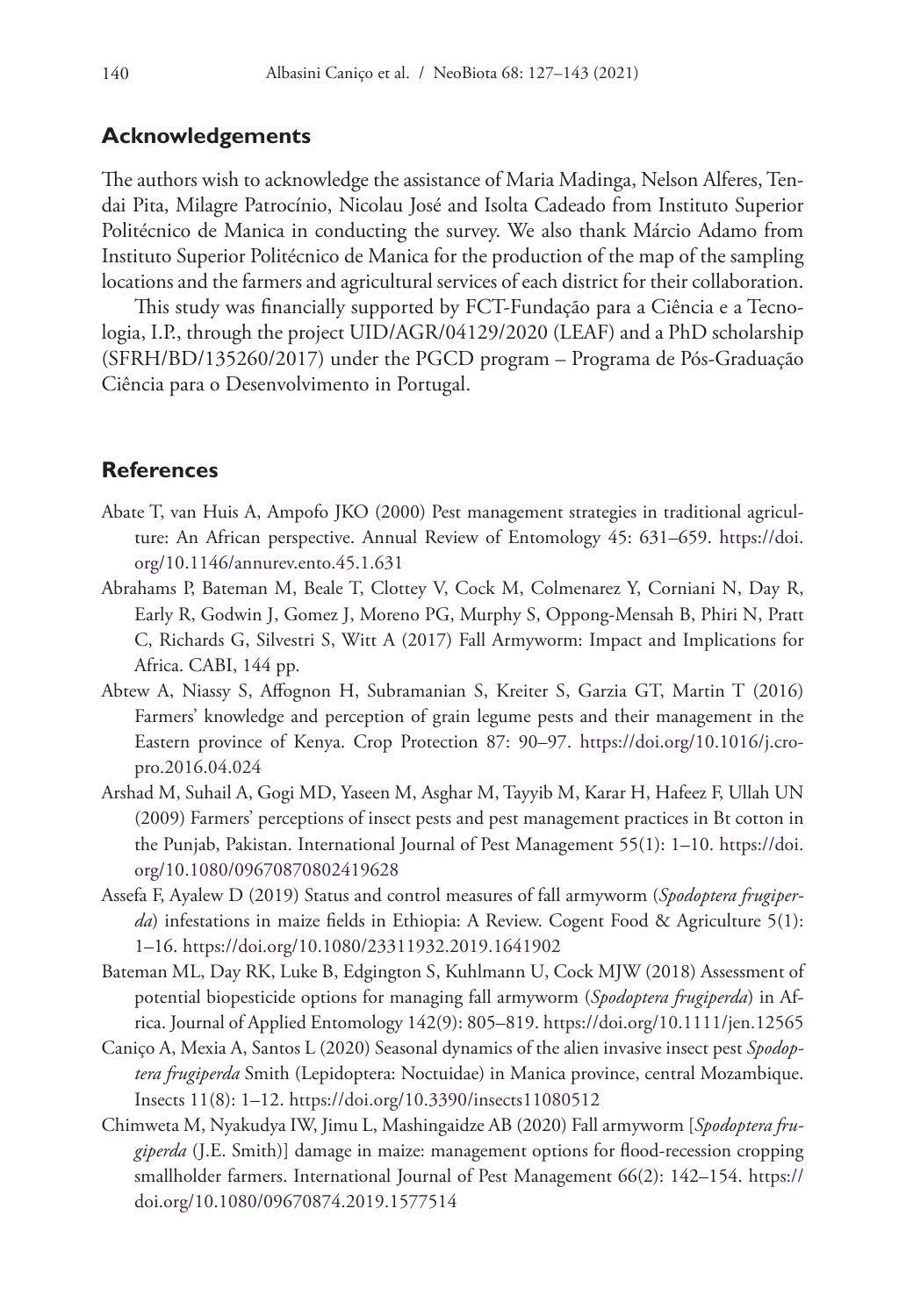## Acknowledgements

The authors wish to acknowledge the assistance of Maria Madinga, Nelson Alferes, Tendai Pita, Milagre Patrocínio, Nicolau José and Isolta Cadeado from Instituto Superior Politécnico de Manica in conducting the survey. We also thank Márcio Adamo from Instituto Superior Politécnico de Manica for the production of the map of the sampling locations and the farmers and agricultural services of each district for their collaboration.

This study was financially supported by FCT-Fundação para a Ciência e a Tecnologia, I.P., through the project UID/AGR/04129/2020 (LEAF) and a PhD scholarship (SFRH/BD/135260/2017) under the PGCD program – Programa de Pós-Graduação Ciência para o Desenvolvimento in Portugal.

## References

Abate T, van Huis A, Ampofo JKO (2000) Pest management strategies in traditional agriculture: An African perspective. Annual Review of Entomology 45: 631–659. https://doi.org/10.1146/annurev.ento.45.1.631

Abrahams P, Bateman M, Beale T, Clottey V, Cock M, Colmenarez Y, Corniani N, Day R, Early R, Godwin J, Gomez J, Moreno PG, Murphy S, Oppong-Mensah B, Phiri N, Pratt C, Richards G, Silvestri S, Witt A (2017) Fall Armyworm: Impact and Implications for Africa. CABI, 144 pp.

Abtew A, Niassy S, Affognon H, Subramanian S, Kreiter S, Garzia GT, Martin T (2016) Farmers' knowledge and perception of grain legume pests and their management in the Eastern province of Kenya. Crop Protection 87: 90–97. https://doi.org/10.1016/j.cropro.2016.04.024

Arshad M, Suhail A, Gogi MD, Yaseen M, Asghar M, Tayyib M, Karar H, Hafeez F, Ullah UN (2009) Farmers' perceptions of insect pests and pest management practices in Bt cotton in the Punjab, Pakistan. International Journal of Pest Management 55(1): 1–10. https://doi.org/10.1080/09670870802419628

Assefa F, Ayalew D (2019) Status and control measures of fall armyworm (*Spodoptera frugiperda*) infestations in maize fields in Ethiopia: A Review. Cogent Food & Agriculture 5(1): 1–16. https://doi.org/10.1080/23311932.2019.1641902

Bateman ML, Day RK, Luke B, Edgington S, Kuhlmann U, Cock MJW (2018) Assessment of potential biopesticide options for managing fall armyworm (*Spodoptera frugiperda*) in Africa. Journal of Applied Entomology 142(9): 805–819. https://doi.org/10.1111/jen.12565

Caniço A, Mexia A, Santos L (2020) Seasonal dynamics of the alien invasive insect pest *Spodoptera frugiperda* Smith (Lepidoptera: Noctuidae) in Manica province, central Mozambique. Insects 11(8): 1–12. https://doi.org/10.3390/insects11080512

Chimweta M, Nyakudya IW, Jimu L, Mashingaidze AB (2020) Fall armyworm [*Spodoptera frugiperda* (J.E. Smith)] damage in maize: management options for flood-recession cropping smallholder farmers. International Journal of Pest Management 66(2): 142–154. https://doi.org/10.1080/09670874.2019.1577514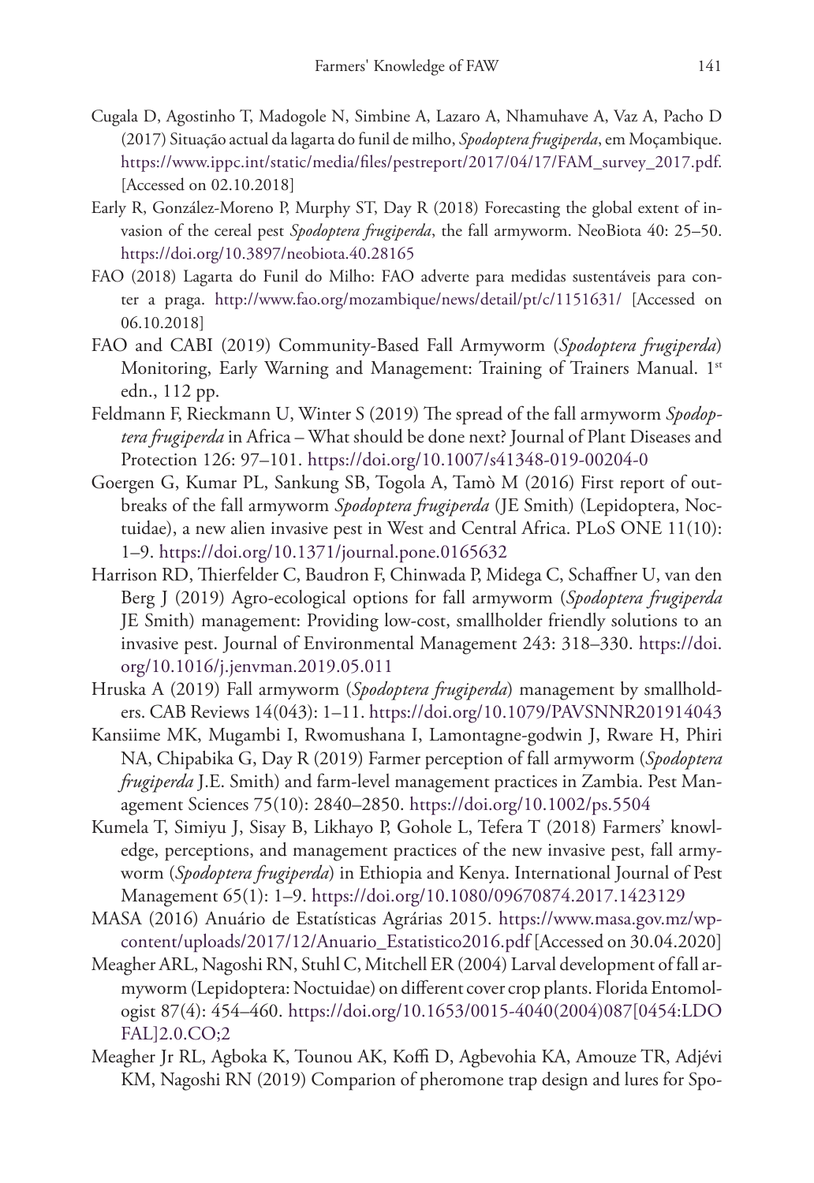Cugala D, Agostinho T, Madogole N, Simbine A, Lazaro A, Nhamuhave A, Vaz A, Pacho D (2017) Situação actual da lagarta do funil de milho, *Spodoptera frugiperda*, em Moçambique. https://www.ippc.int/static/media/files/pestreport/2017/04/17/FAM_survey_2017.pdf. [Accessed on 02.10.2018]

Early R, González-Moreno P, Murphy ST, Day R (2018) Forecasting the global extent of invasion of the cereal pest *Spodoptera frugiperda*, the fall armyworm. NeoBiota 40: 25–50. https://doi.org/10.3897/neobiota.40.28165

FAO (2018) Lagarta do Funil do Milho: FAO adverte para medidas sustentáveis para conter a praga. http://www.fao.org/mozambique/news/detail/pt/c/1151631/ [Accessed on 06.10.2018]

FAO and CABI (2019) Community-Based Fall Armyworm (*Spodoptera frugiperda*) Monitoring, Early Warning and Management: Training of Trainers Manual. 1st edn., 112 pp.

Feldmann F, Rieckmann U, Winter S (2019) The spread of the fall armyworm *Spodoptera frugiperda* in Africa – What should be done next? Journal of Plant Diseases and Protection 126: 97–101. https://doi.org/10.1007/s41348-019-00204-0

Goergen G, Kumar PL, Sankung SB, Togola A, Tamò M (2016) First report of outbreaks of the fall armyworm *Spodoptera frugiperda* (JE Smith) (Lepidoptera, Noctuidae), a new alien invasive pest in West and Central Africa. PLoS ONE 11(10): 1–9. https://doi.org/10.1371/journal.pone.0165632

Harrison RD, Thierfelder C, Baudron F, Chinwada P, Midega C, Schaffner U, van den Berg J (2019) Agro-ecological options for fall armyworm (*Spodoptera frugiperda* JE Smith) management: Providing low-cost, smallholder friendly solutions to an invasive pest. Journal of Environmental Management 243: 318–330. https://doi.org/10.1016/j.jenvman.2019.05.011

Hruska A (2019) Fall armyworm (*Spodoptera frugiperda*) management by smallholders. CAB Reviews 14(043): 1–11. https://doi.org/10.1079/PAVSNNR201914043

Kansiime MK, Mugambi I, Rwomushana I, Lamontagne-godwin J, Rware H, Phiri NA, Chipabika G, Day R (2019) Farmer perception of fall armyworm (*Spodoptera frugiperda* J.E. Smith) and farm-level management practices in Zambia. Pest Management Sciences 75(10): 2840–2850. https://doi.org/10.1002/ps.5504

Kumela T, Simiyu J, Sisay B, Likhayo P, Gohole L, Tefera T (2018) Farmers' knowledge, perceptions, and management practices of the new invasive pest, fall armyworm (*Spodoptera frugiperda*) in Ethiopia and Kenya. International Journal of Pest Management 65(1): 1–9. https://doi.org/10.1080/09670874.2017.1423129

MASA (2016) Anuário de Estatísticas Agrárias 2015. https://www.masa.gov.mz/wp-content/uploads/2017/12/Anuario_Estatistico2016.pdf [Accessed on 30.04.2020]

Meagher ARL, Nagoshi RN, Stuhl C, Mitchell ER (2004) Larval development of fall armyworm (Lepidoptera: Noctuidae) on different cover crop plants. Florida Entomologist 87(4): 454–460. https://doi.org/10.1653/0015-4040(2004)087[0454:LDOFAL]2.0.CO;2

Meagher Jr RL, Agboka K, Tounou AK, Koffi D, Agbevohia KA, Amouze TR, Adjévi KM, Nagoshi RN (2019) Comparion of pheromone trap design and lures for Spo-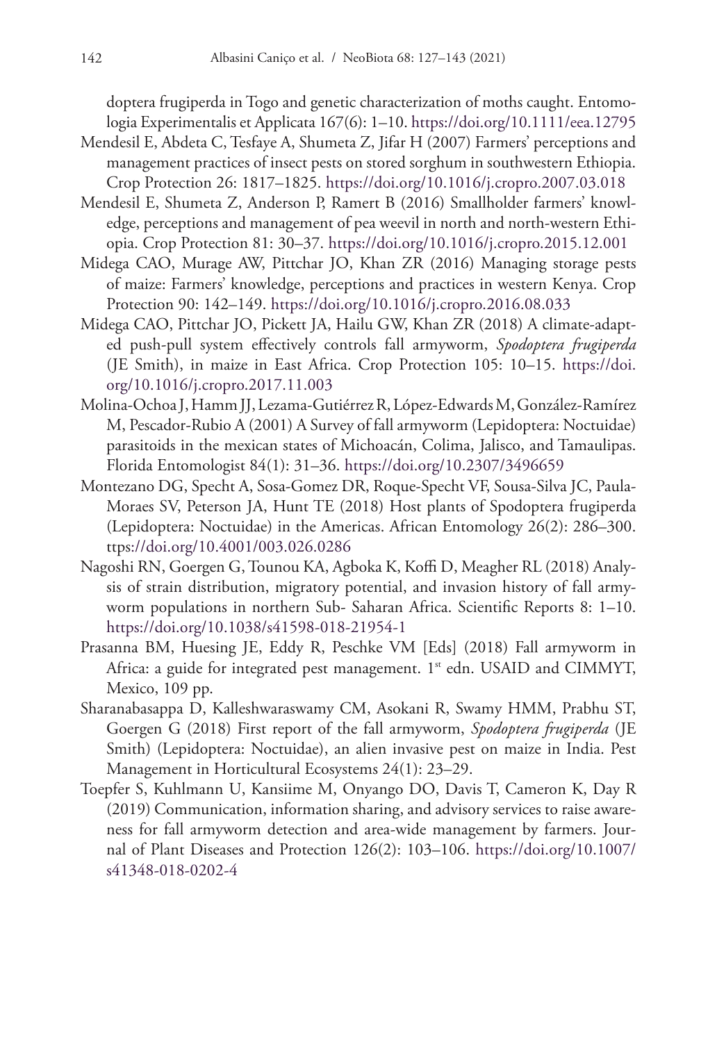doptera frugiperda in Togo and genetic characterization of moths caught. Entomologia Experimentalis et Applicata 167(6): 1–10. https://doi.org/10.1111/eea.12795

Mendesil E, Abdeta C, Tesfaye A, Shumeta Z, Jifar H (2007) Farmers' perceptions and management practices of insect pests on stored sorghum in southwestern Ethiopia. Crop Protection 26: 1817–1825. https://doi.org/10.1016/j.cropro.2007.03.018

Mendesil E, Shumeta Z, Anderson P, Ramert B (2016) Smallholder farmers' knowledge, perceptions and management of pea weevil in north and north-western Ethiopia. Crop Protection 81: 30–37. https://doi.org/10.1016/j.cropro.2015.12.001

Midega CAO, Murage AW, Pittchar JO, Khan ZR (2016) Managing storage pests of maize: Farmers' knowledge, perceptions and practices in western Kenya. Crop Protection 90: 142–149. https://doi.org/10.1016/j.cropro.2016.08.033

Midega CAO, Pittchar JO, Pickett JA, Hailu GW, Khan ZR (2018) A climate-adapted push-pull system effectively controls fall armyworm, *Spodoptera frugiperda* (JE Smith), in maize in East Africa. Crop Protection 105: 10–15. https://doi.org/10.1016/j.cropro.2017.11.003

Molina-Ochoa J, Hamm JJ, Lezama-Gutiérrez R, López-Edwards M, González-Ramírez M, Pescador-Rubio A (2001) A Survey of fall armyworm (Lepidoptera: Noctuidae) parasitoids in the mexican states of Michoacán, Colima, Jalisco, and Tamaulipas. Florida Entomologist 84(1): 31–36. https://doi.org/10.2307/3496659

Montezano DG, Specht A, Sosa-Gomez DR, Roque-Specht VF, Sousa-Silva JC, Paula-Moraes SV, Peterson JA, Hunt TE (2018) Host plants of Spodoptera frugiperda (Lepidoptera: Noctuidae) in the Americas. African Entomology 26(2): 286–300. ttps://doi.org/10.4001/003.026.0286

Nagoshi RN, Goergen G, Tounou KA, Agboka K, Koffi D, Meagher RL (2018) Analysis of strain distribution, migratory potential, and invasion history of fall armyworm populations in northern Sub- Saharan Africa. Scientific Reports 8: 1–10. https://doi.org/10.1038/s41598-018-21954-1

Prasanna BM, Huesing JE, Eddy R, Peschke VM [Eds] (2018) Fall armyworm in Africa: a guide for integrated pest management. 1st edn. USAID and CIMMYT, Mexico, 109 pp.

Sharanabasappa D, Kalleshwaraswamy CM, Asokani R, Swamy HMM, Prabhu ST, Goergen G (2018) First report of the fall armyworm, *Spodoptera frugiperda* (JE Smith) (Lepidoptera: Noctuidae), an alien invasive pest on maize in India. Pest Management in Horticultural Ecosystems 24(1): 23–29.

Toepfer S, Kuhlmann U, Kansiime M, Onyango DO, Davis T, Cameron K, Day R (2019) Communication, information sharing, and advisory services to raise awareness for fall armyworm detection and area-wide management by farmers. Journal of Plant Diseases and Protection 126(2): 103–106. https://doi.org/10.1007/s41348-018-0202-4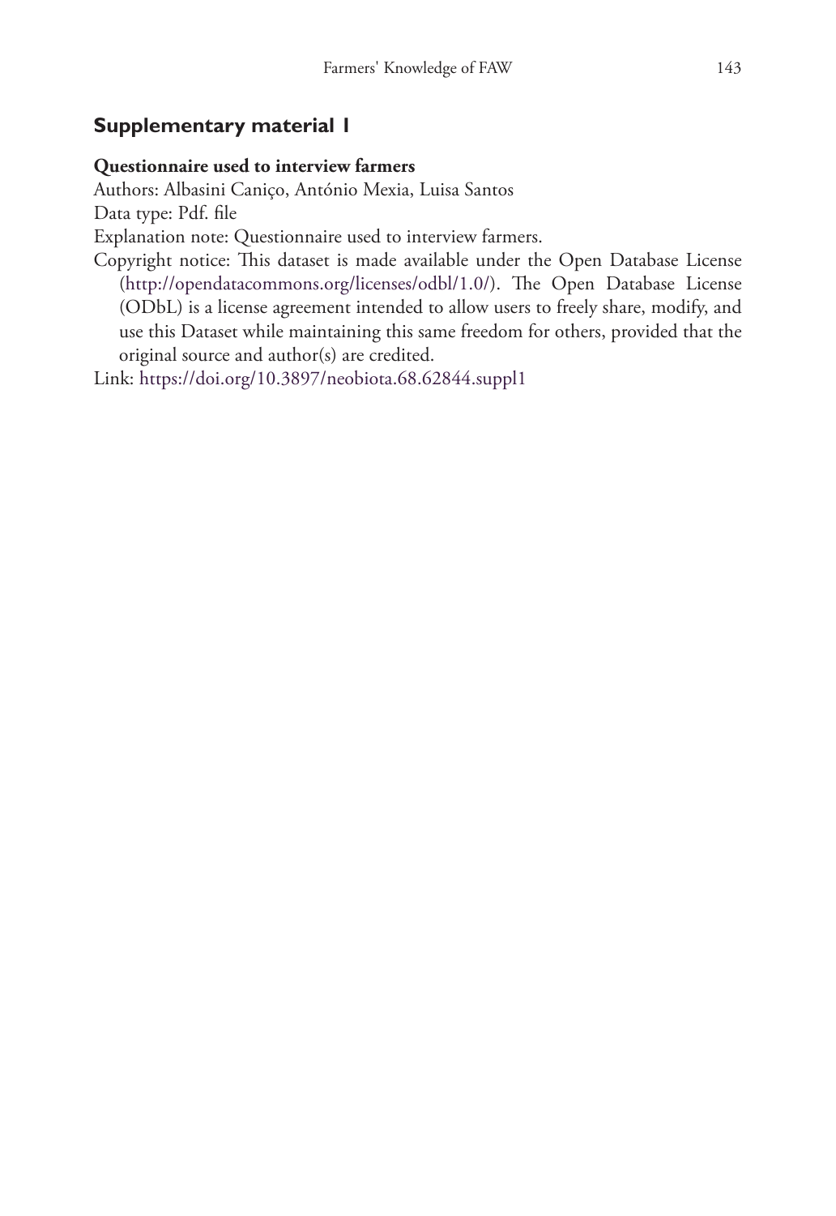## Supplementary material 1

**Questionnaire used to interview farmers**

Authors: Albasini Caniço, António Mexia, Luisa Santos

Data type: Pdf. file

Explanation note: Questionnaire used to interview farmers.

Copyright notice: This dataset is made available under the Open Database License (http://opendatacommons.org/licenses/odbl/1.0/). The Open Database License (ODbL) is a license agreement intended to allow users to freely share, modify, and use this Dataset while maintaining this same freedom for others, provided that the original source and author(s) are credited.

Link: https://doi.org/10.3897/neobiota.68.62844.suppl1